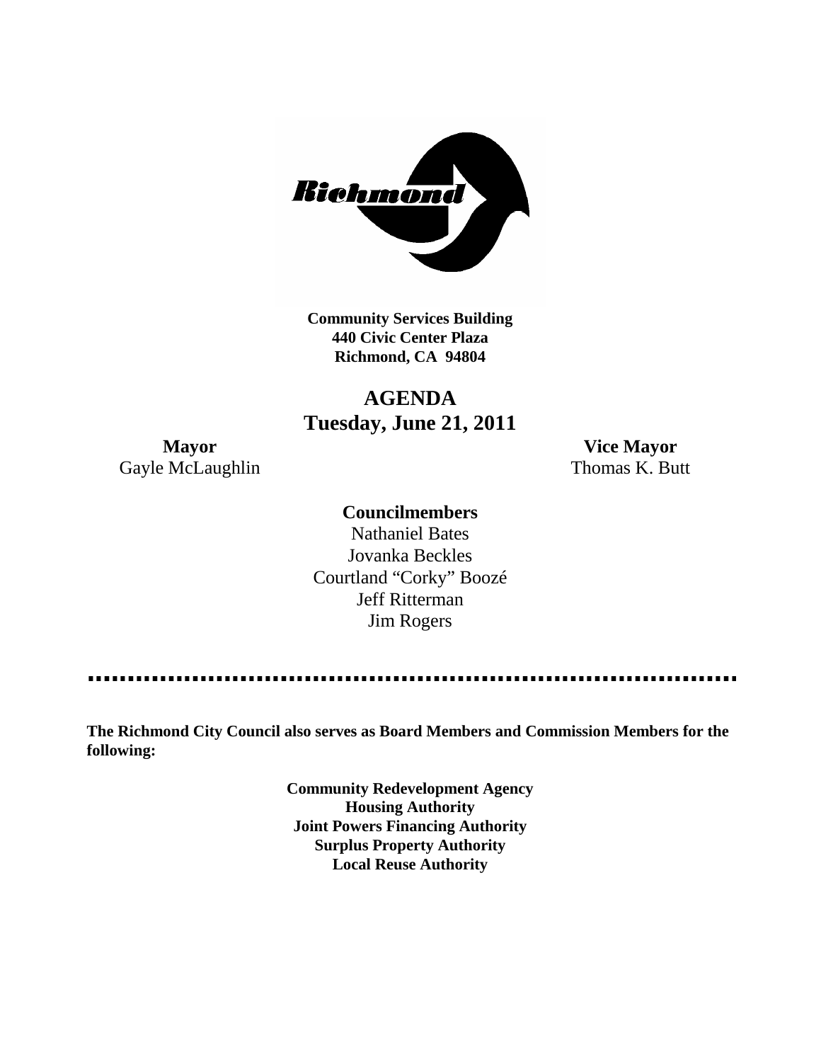Richmond

**Community Services Building**
**440 Civic Center Plaza**
**Richmond, CA 94804**

# AGENDA
## Tuesday, June 21, 2011

**Mayor**
Gayle McLaughlin

**Vice Mayor**
Thomas K. Butt

**Councilmembers**

Nathaniel Bates
Jovanka Beckles
Courtland "Corky" Boozé
Jeff Ritterman
Jim Rogers

---

**The Richmond City Council also serves as Board Members and Commission Members for the following:**

**Community Redevelopment Agency**
**Housing Authority**
**Joint Powers Financing Authority**
**Surplus Property Authority**
**Local Reuse Authority**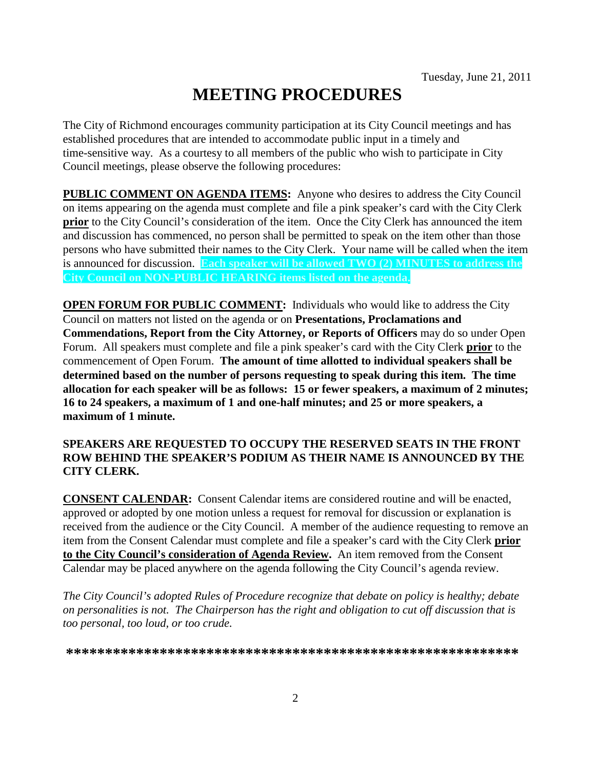Tuesday, June 21, 2011

# MEETING PROCEDURES

The City of Richmond encourages community participation at its City Council meetings and has established procedures that are intended to accommodate public input in a timely and time-sensitive way. As a courtesy to all members of the public who wish to participate in City Council meetings, please observe the following procedures:

**PUBLIC COMMENT ON AGENDA ITEMS:** Anyone who desires to address the City Council on items appearing on the agenda must complete and file a pink speaker's card with the City Clerk **prior** to the City Council's consideration of the item. Once the City Clerk has announced the item and discussion has commenced, no person shall be permitted to speak on the item other than those persons who have submitted their names to the City Clerk. Your name will be called when the item is announced for discussion. **Each speaker will be allowed TWO (2) MINUTES to address the City Council on NON-PUBLIC HEARING items listed on the agenda.**

**OPEN FORUM FOR PUBLIC COMMENT:** Individuals who would like to address the City Council on matters not listed on the agenda or on **Presentations, Proclamations and Commendations, Report from the City Attorney, or Reports of Officers** may do so under Open Forum. All speakers must complete and file a pink speaker's card with the City Clerk **prior** to the commencement of Open Forum. **The amount of time allotted to individual speakers shall be determined based on the number of persons requesting to speak during this item. The time allocation for each speaker will be as follows: 15 or fewer speakers, a maximum of 2 minutes; 16 to 24 speakers, a maximum of 1 and one-half minutes; and 25 or more speakers, a maximum of 1 minute.**

**SPEAKERS ARE REQUESTED TO OCCUPY THE RESERVED SEATS IN THE FRONT ROW BEHIND THE SPEAKER'S PODIUM AS THEIR NAME IS ANNOUNCED BY THE CITY CLERK.**

**CONSENT CALENDAR:** Consent Calendar items are considered routine and will be enacted, approved or adopted by one motion unless a request for removal for discussion or explanation is received from the audience or the City Council. A member of the audience requesting to remove an item from the Consent Calendar must complete and file a speaker's card with the City Clerk **prior to the City Council's consideration of Agenda Review.** An item removed from the Consent Calendar may be placed anywhere on the agenda following the City Council's agenda review.

*The City Council's adopted Rules of Procedure recognize that debate on policy is healthy; debate on personalities is not. The Chairperson has the right and obligation to cut off discussion that is too personal, too loud, or too crude.*

**\*\*\*\*\*\*\*\*\*\*\*\*\*\*\*\*\*\*\*\*\*\*\*\*\*\*\*\*\*\*\*\*\*\*\*\*\*\*\*\*\*\*\*\*\*\*\*\*\*\*\*\*\*\*\*\*\*\*\***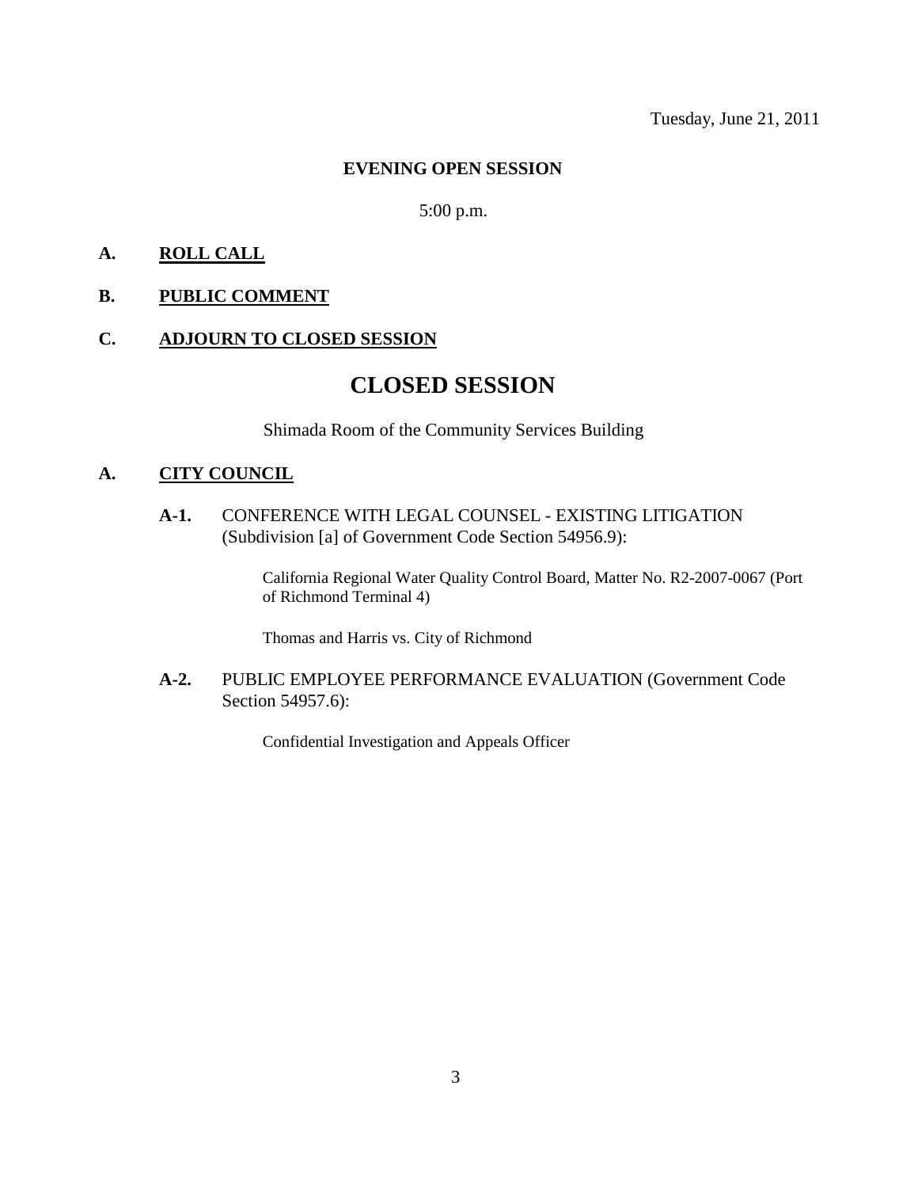Tuesday, June 21, 2011

**EVENING OPEN SESSION**

5:00 p.m.

**A. ROLL CALL**

**B. PUBLIC COMMENT**

**C. ADJOURN TO CLOSED SESSION**

# CLOSED SESSION

Shimada Room of the Community Services Building

**A. CITY COUNCIL**

**A-1.** CONFERENCE WITH LEGAL COUNSEL - EXISTING LITIGATION (Subdivision [a] of Government Code Section 54956.9):

California Regional Water Quality Control Board, Matter No. R2-2007-0067 (Port of Richmond Terminal 4)

Thomas and Harris vs. City of Richmond

**A-2.** PUBLIC EMPLOYEE PERFORMANCE EVALUATION (Government Code Section 54957.6):

Confidential Investigation and Appeals Officer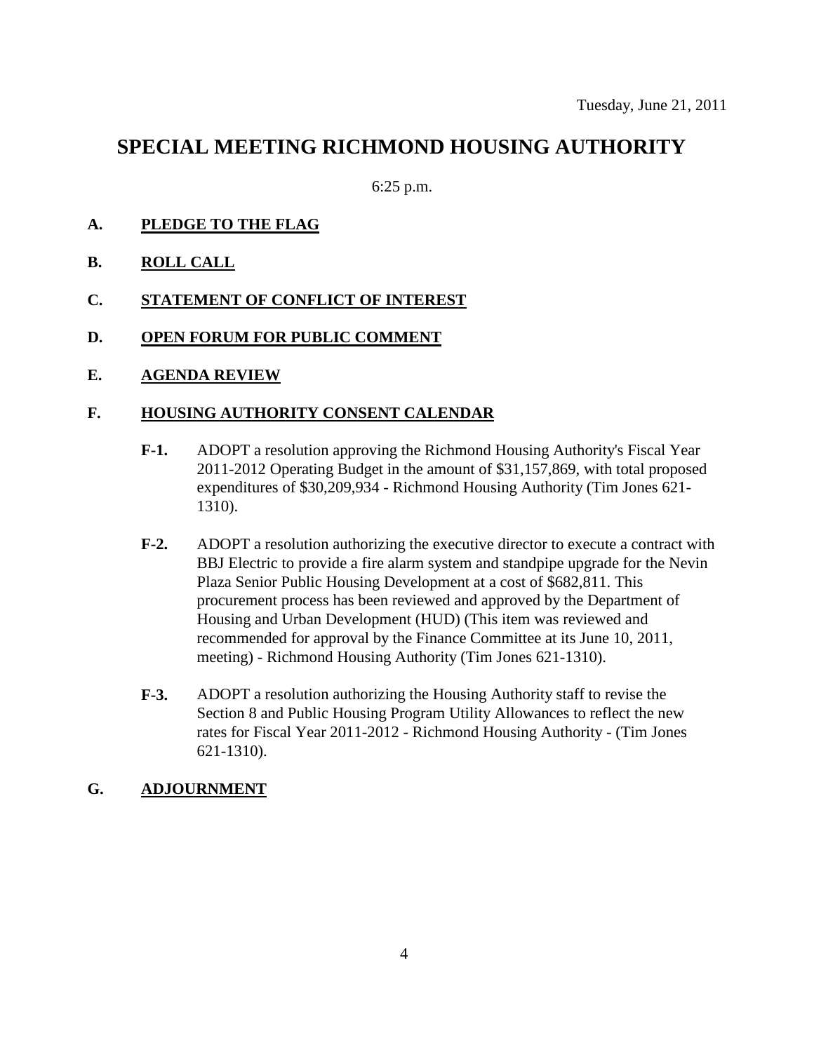Tuesday, June 21, 2011

# SPECIAL MEETING RICHMOND HOUSING AUTHORITY

6:25 p.m.

**A. PLEDGE TO THE FLAG**

**B. ROLL CALL**

**C. STATEMENT OF CONFLICT OF INTEREST**

**D. OPEN FORUM FOR PUBLIC COMMENT**

**E. AGENDA REVIEW**

**F. HOUSING AUTHORITY CONSENT CALENDAR**

**F-1.** ADOPT a resolution approving the Richmond Housing Authority's Fiscal Year 2011-2012 Operating Budget in the amount of $31,157,869, with total proposed expenditures of $30,209,934 - Richmond Housing Authority (Tim Jones 621-1310).

**F-2.** ADOPT a resolution authorizing the executive director to execute a contract with BBJ Electric to provide a fire alarm system and standpipe upgrade for the Nevin Plaza Senior Public Housing Development at a cost of $682,811. This procurement process has been reviewed and approved by the Department of Housing and Urban Development (HUD) (This item was reviewed and recommended for approval by the Finance Committee at its June 10, 2011, meeting) - Richmond Housing Authority (Tim Jones 621-1310).

**F-3.** ADOPT a resolution authorizing the Housing Authority staff to revise the Section 8 and Public Housing Program Utility Allowances to reflect the new rates for Fiscal Year 2011-2012 - Richmond Housing Authority - (Tim Jones 621-1310).

**G. ADJOURNMENT**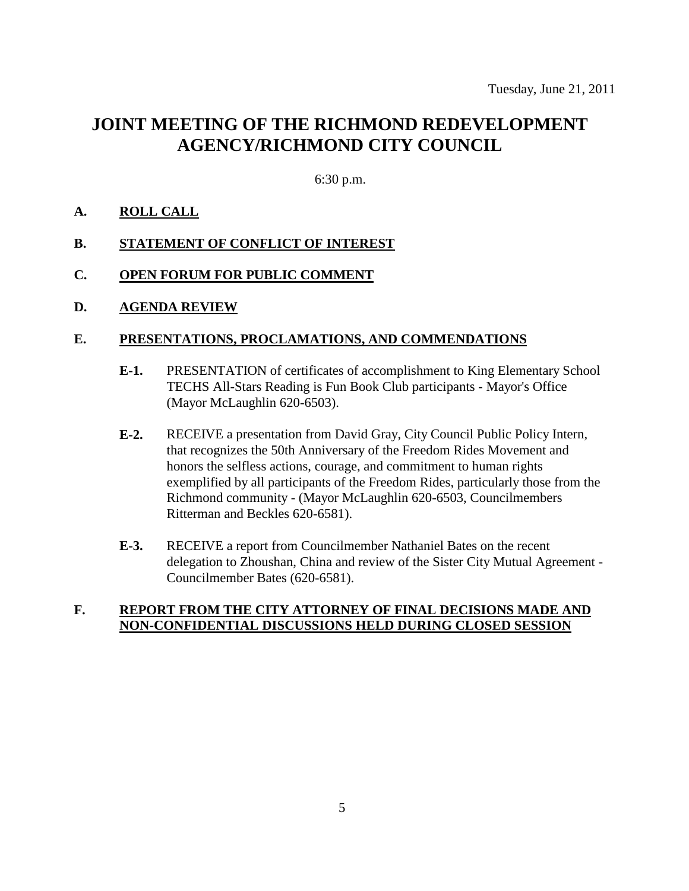Tuesday, June 21, 2011

# JOINT MEETING OF THE RICHMOND REDEVELOPMENT AGENCY/RICHMOND CITY COUNCIL

6:30 p.m.

**A. ROLL CALL**

**B. STATEMENT OF CONFLICT OF INTEREST**

**C. OPEN FORUM FOR PUBLIC COMMENT**

**D. AGENDA REVIEW**

**E. PRESENTATIONS, PROCLAMATIONS, AND COMMENDATIONS**

**E-1.** PRESENTATION of certificates of accomplishment to King Elementary School TECHS All-Stars Reading is Fun Book Club participants - Mayor's Office (Mayor McLaughlin 620-6503).

**E-2.** RECEIVE a presentation from David Gray, City Council Public Policy Intern, that recognizes the 50th Anniversary of the Freedom Rides Movement and honors the selfless actions, courage, and commitment to human rights exemplified by all participants of the Freedom Rides, particularly those from the Richmond community - (Mayor McLaughlin 620-6503, Councilmembers Ritterman and Beckles 620-6581).

**E-3.** RECEIVE a report from Councilmember Nathaniel Bates on the recent delegation to Zhoushan, China and review of the Sister City Mutual Agreement - Councilmember Bates (620-6581).

**F. REPORT FROM THE CITY ATTORNEY OF FINAL DECISIONS MADE AND NON-CONFIDENTIAL DISCUSSIONS HELD DURING CLOSED SESSION**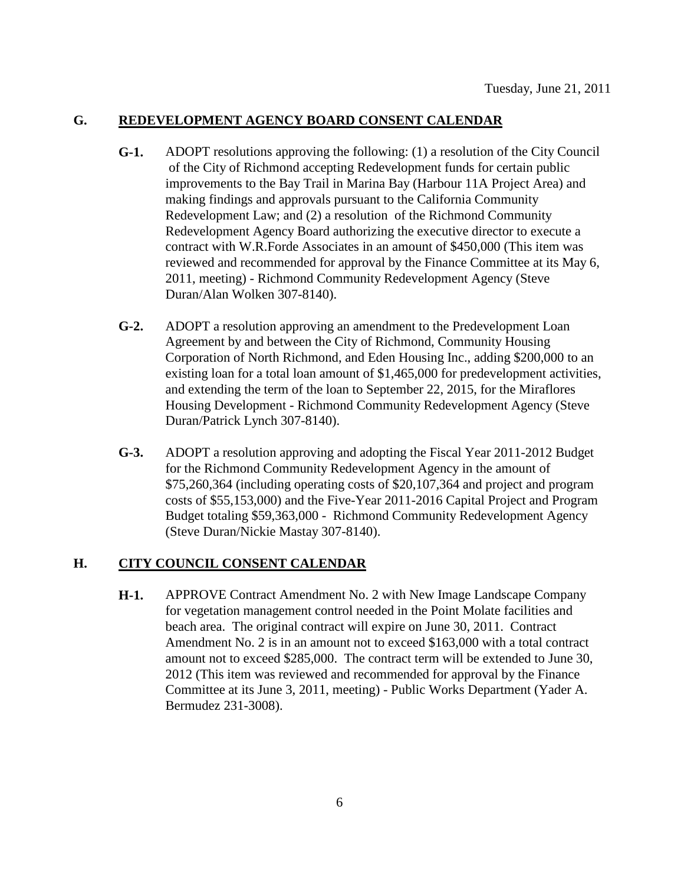Tuesday, June 21, 2011

## G. REDEVELOPMENT AGENCY BOARD CONSENT CALENDAR

**G-1.** ADOPT resolutions approving the following: (1) a resolution of the City Council of the City of Richmond accepting Redevelopment funds for certain public improvements to the Bay Trail in Marina Bay (Harbour 11A Project Area) and making findings and approvals pursuant to the California Community Redevelopment Law; and (2) a resolution of the Richmond Community Redevelopment Agency Board authorizing the executive director to execute a contract with W.R.Forde Associates in an amount of $450,000 (This item was reviewed and recommended for approval by the Finance Committee at its May 6, 2011, meeting) - Richmond Community Redevelopment Agency (Steve Duran/Alan Wolken 307-8140).

**G-2.** ADOPT a resolution approving an amendment to the Predevelopment Loan Agreement by and between the City of Richmond, Community Housing Corporation of North Richmond, and Eden Housing Inc., adding $200,000 to an existing loan for a total loan amount of $1,465,000 for predevelopment activities, and extending the term of the loan to September 22, 2015, for the Miraflores Housing Development - Richmond Community Redevelopment Agency (Steve Duran/Patrick Lynch 307-8140).

**G-3.** ADOPT a resolution approving and adopting the Fiscal Year 2011-2012 Budget for the Richmond Community Redevelopment Agency in the amount of $75,260,364 (including operating costs of $20,107,364 and project and program costs of $55,153,000) and the Five-Year 2011-2016 Capital Project and Program Budget totaling $59,363,000 - Richmond Community Redevelopment Agency (Steve Duran/Nickie Mastay 307-8140).

## H. CITY COUNCIL CONSENT CALENDAR

**H-1.** APPROVE Contract Amendment No. 2 with New Image Landscape Company for vegetation management control needed in the Point Molate facilities and beach area. The original contract will expire on June 30, 2011. Contract Amendment No. 2 is in an amount not to exceed $163,000 with a total contract amount not to exceed $285,000. The contract term will be extended to June 30, 2012 (This item was reviewed and recommended for approval by the Finance Committee at its June 3, 2011, meeting) - Public Works Department (Yader A. Bermudez 231-3008).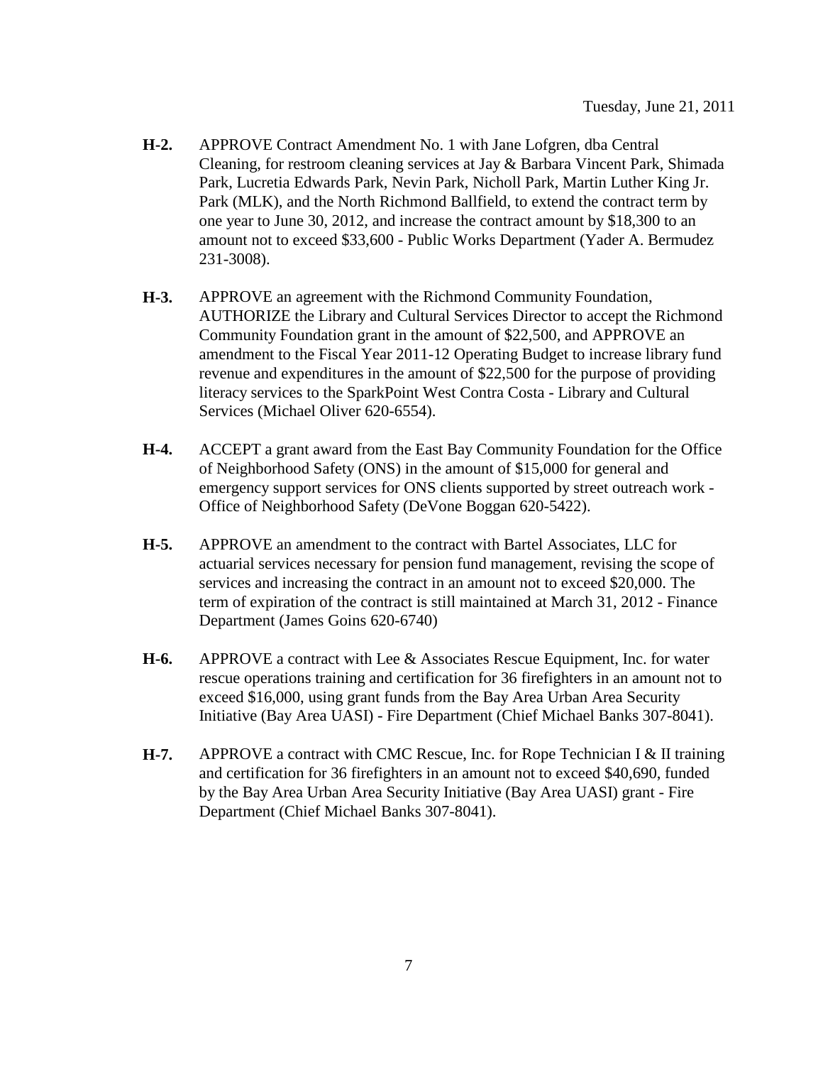Tuesday, June 21, 2011

**H-2.** APPROVE Contract Amendment No. 1 with Jane Lofgren, dba Central Cleaning, for restroom cleaning services at Jay & Barbara Vincent Park, Shimada Park, Lucretia Edwards Park, Nevin Park, Nicholl Park, Martin Luther King Jr. Park (MLK), and the North Richmond Ballfield, to extend the contract term by one year to June 30, 2012, and increase the contract amount by $18,300 to an amount not to exceed $33,600 - Public Works Department (Yader A. Bermudez 231-3008).

**H-3.** APPROVE an agreement with the Richmond Community Foundation, AUTHORIZE the Library and Cultural Services Director to accept the Richmond Community Foundation grant in the amount of $22,500, and APPROVE an amendment to the Fiscal Year 2011-12 Operating Budget to increase library fund revenue and expenditures in the amount of $22,500 for the purpose of providing literacy services to the SparkPoint West Contra Costa - Library and Cultural Services (Michael Oliver 620-6554).

**H-4.** ACCEPT a grant award from the East Bay Community Foundation for the Office of Neighborhood Safety (ONS) in the amount of $15,000 for general and emergency support services for ONS clients supported by street outreach work - Office of Neighborhood Safety (DeVone Boggan 620-5422).

**H-5.** APPROVE an amendment to the contract with Bartel Associates, LLC for actuarial services necessary for pension fund management, revising the scope of services and increasing the contract in an amount not to exceed $20,000. The term of expiration of the contract is still maintained at March 31, 2012 - Finance Department (James Goins 620-6740)

**H-6.** APPROVE a contract with Lee & Associates Rescue Equipment, Inc. for water rescue operations training and certification for 36 firefighters in an amount not to exceed $16,000, using grant funds from the Bay Area Urban Area Security Initiative (Bay Area UASI) - Fire Department (Chief Michael Banks 307-8041).

**H-7.** APPROVE a contract with CMC Rescue, Inc. for Rope Technician I & II training and certification for 36 firefighters in an amount not to exceed $40,690, funded by the Bay Area Urban Area Security Initiative (Bay Area UASI) grant - Fire Department (Chief Michael Banks 307-8041).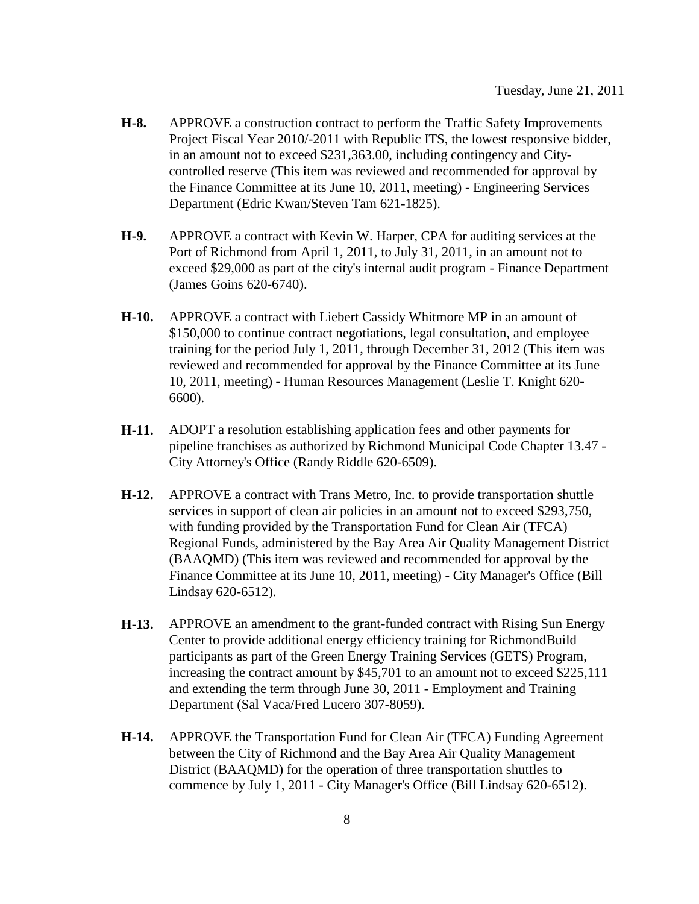Tuesday, June 21, 2011

**H-8.** APPROVE a construction contract to perform the Traffic Safety Improvements Project Fiscal Year 2010/-2011 with Republic ITS, the lowest responsive bidder, in an amount not to exceed $231,363.00, including contingency and City-controlled reserve (This item was reviewed and recommended for approval by the Finance Committee at its June 10, 2011, meeting) - Engineering Services Department (Edric Kwan/Steven Tam 621-1825).

**H-9.** APPROVE a contract with Kevin W. Harper, CPA for auditing services at the Port of Richmond from April 1, 2011, to July 31, 2011, in an amount not to exceed $29,000 as part of the city's internal audit program - Finance Department (James Goins 620-6740).

**H-10.** APPROVE a contract with Liebert Cassidy Whitmore MP in an amount of $150,000 to continue contract negotiations, legal consultation, and employee training for the period July 1, 2011, through December 31, 2012 (This item was reviewed and recommended for approval by the Finance Committee at its June 10, 2011, meeting) - Human Resources Management (Leslie T. Knight 620-6600).

**H-11.** ADOPT a resolution establishing application fees and other payments for pipeline franchises as authorized by Richmond Municipal Code Chapter 13.47 - City Attorney's Office (Randy Riddle 620-6509).

**H-12.** APPROVE a contract with Trans Metro, Inc. to provide transportation shuttle services in support of clean air policies in an amount not to exceed $293,750, with funding provided by the Transportation Fund for Clean Air (TFCA) Regional Funds, administered by the Bay Area Air Quality Management District (BAAQMD) (This item was reviewed and recommended for approval by the Finance Committee at its June 10, 2011, meeting) - City Manager's Office (Bill Lindsay 620-6512).

**H-13.** APPROVE an amendment to the grant-funded contract with Rising Sun Energy Center to provide additional energy efficiency training for RichmondBuild participants as part of the Green Energy Training Services (GETS) Program, increasing the contract amount by $45,701 to an amount not to exceed $225,111 and extending the term through June 30, 2011 - Employment and Training Department (Sal Vaca/Fred Lucero 307-8059).

**H-14.** APPROVE the Transportation Fund for Clean Air (TFCA) Funding Agreement between the City of Richmond and the Bay Area Air Quality Management District (BAAQMD) for the operation of three transportation shuttles to commence by July 1, 2011 - City Manager's Office (Bill Lindsay 620-6512).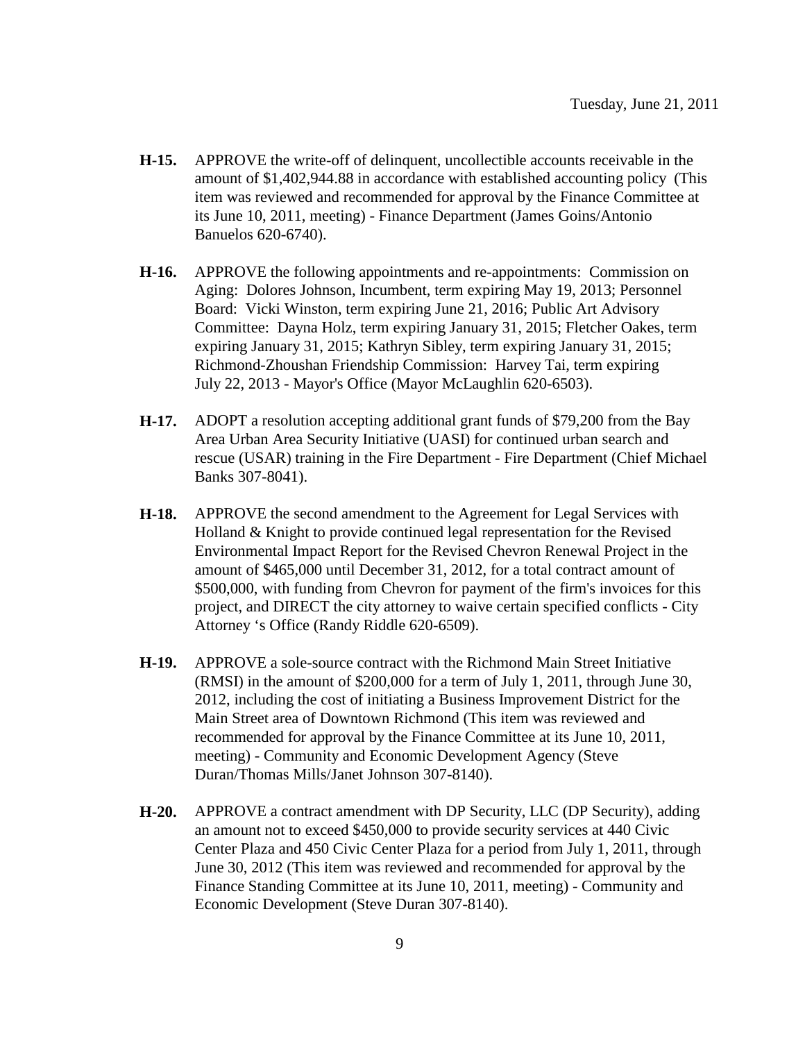**H-15.** APPROVE the write-off of delinquent, uncollectible accounts receivable in the amount of $1,402,944.88 in accordance with established accounting policy (This item was reviewed and recommended for approval by the Finance Committee at its June 10, 2011, meeting) - Finance Department (James Goins/Antonio Banuelos 620-6740).

**H-16.** APPROVE the following appointments and re-appointments: Commission on Aging: Dolores Johnson, Incumbent, term expiring May 19, 2013; Personnel Board: Vicki Winston, term expiring June 21, 2016; Public Art Advisory Committee: Dayna Holz, term expiring January 31, 2015; Fletcher Oakes, term expiring January 31, 2015; Kathryn Sibley, term expiring January 31, 2015; Richmond-Zhoushan Friendship Commission: Harvey Tai, term expiring July 22, 2013 - Mayor's Office (Mayor McLaughlin 620-6503).

**H-17.** ADOPT a resolution accepting additional grant funds of $79,200 from the Bay Area Urban Area Security Initiative (UASI) for continued urban search and rescue (USAR) training in the Fire Department - Fire Department (Chief Michael Banks 307-8041).

**H-18.** APPROVE the second amendment to the Agreement for Legal Services with Holland & Knight to provide continued legal representation for the Revised Environmental Impact Report for the Revised Chevron Renewal Project in the amount of $465,000 until December 31, 2012, for a total contract amount of $500,000, with funding from Chevron for payment of the firm's invoices for this project, and DIRECT the city attorney to waive certain specified conflicts - City Attorney 's Office (Randy Riddle 620-6509).

**H-19.** APPROVE a sole-source contract with the Richmond Main Street Initiative (RMSI) in the amount of $200,000 for a term of July 1, 2011, through June 30, 2012, including the cost of initiating a Business Improvement District for the Main Street area of Downtown Richmond (This item was reviewed and recommended for approval by the Finance Committee at its June 10, 2011, meeting) - Community and Economic Development Agency (Steve Duran/Thomas Mills/Janet Johnson 307-8140).

**H-20.** APPROVE a contract amendment with DP Security, LLC (DP Security), adding an amount not to exceed $450,000 to provide security services at 440 Civic Center Plaza and 450 Civic Center Plaza for a period from July 1, 2011, through June 30, 2012 (This item was reviewed and recommended for approval by the Finance Standing Committee at its June 10, 2011, meeting) - Community and Economic Development (Steve Duran 307-8140).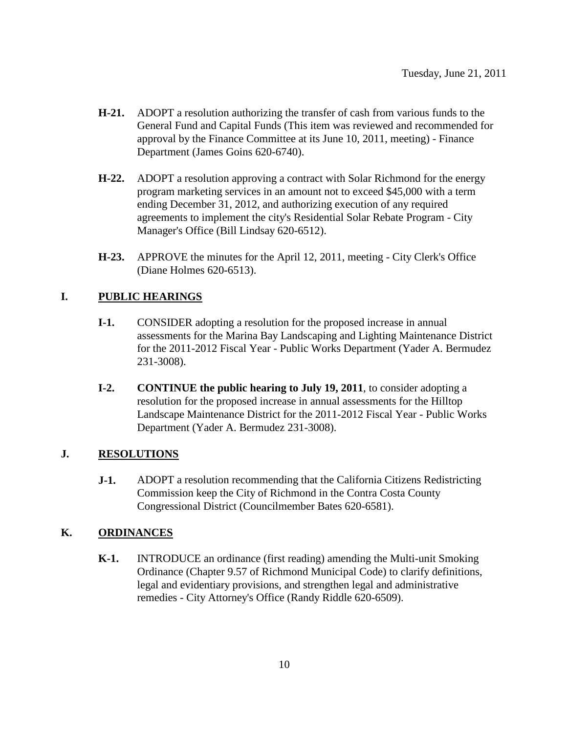- **H-21.** ADOPT a resolution authorizing the transfer of cash from various funds to the General Fund and Capital Funds (This item was reviewed and recommended for approval by the Finance Committee at its June 10, 2011, meeting) - Finance Department (James Goins 620-6740).

- **H-22.** ADOPT a resolution approving a contract with Solar Richmond for the energy program marketing services in an amount not to exceed $45,000 with a term ending December 31, 2012, and authorizing execution of any required agreements to implement the city's Residential Solar Rebate Program - City Manager's Office (Bill Lindsay 620-6512).

- **H-23.** APPROVE the minutes for the April 12, 2011, meeting - City Clerk's Office (Diane Holmes 620-6513).

## I. PUBLIC HEARINGS

- **I-1.** CONSIDER adopting a resolution for the proposed increase in annual assessments for the Marina Bay Landscaping and Lighting Maintenance District for the 2011-2012 Fiscal Year - Public Works Department (Yader A. Bermudez 231-3008).

- **I-2.** **CONTINUE the public hearing to July 19, 2011**, to consider adopting a resolution for the proposed increase in annual assessments for the Hilltop Landscape Maintenance District for the 2011-2012 Fiscal Year - Public Works Department (Yader A. Bermudez 231-3008).

## J. RESOLUTIONS

- **J-1.** ADOPT a resolution recommending that the California Citizens Redistricting Commission keep the City of Richmond in the Contra Costa County Congressional District (Councilmember Bates 620-6581).

## K. ORDINANCES

- **K-1.** INTRODUCE an ordinance (first reading) amending the Multi-unit Smoking Ordinance (Chapter 9.57 of Richmond Municipal Code) to clarify definitions, legal and evidentiary provisions, and strengthen legal and administrative remedies - City Attorney's Office (Randy Riddle 620-6509).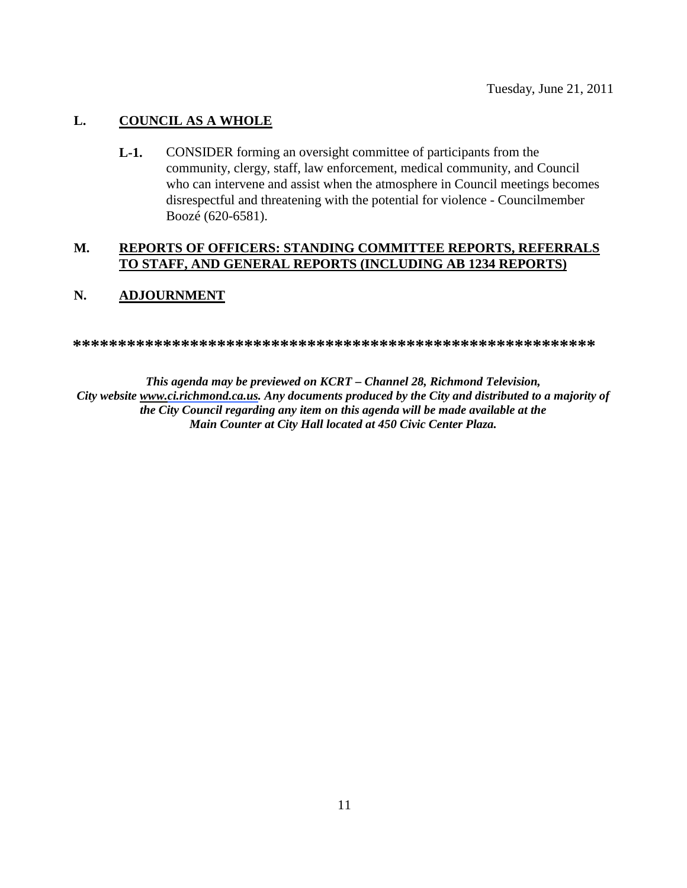Tuesday, June 21, 2011

## L. COUNCIL AS A WHOLE

**L-1.** CONSIDER forming an oversight committee of participants from the community, clergy, staff, law enforcement, medical community, and Council who can intervene and assist when the atmosphere in Council meetings becomes disrespectful and threatening with the potential for violence - Councilmember Boozé (620-6581).

## M. REPORTS OF OFFICERS: STANDING COMMITTEE REPORTS, REFERRALS TO STAFF, AND GENERAL REPORTS (INCLUDING AB 1234 REPORTS)

## N. ADJOURNMENT

**********************************************************

***This agenda may be previewed on KCRT – Channel 28, Richmond Television, City website www.ci.richmond.ca.us. Any documents produced by the City and distributed to a majority of the City Council regarding any item on this agenda will be made available at the Main Counter at City Hall located at 450 Civic Center Plaza.***